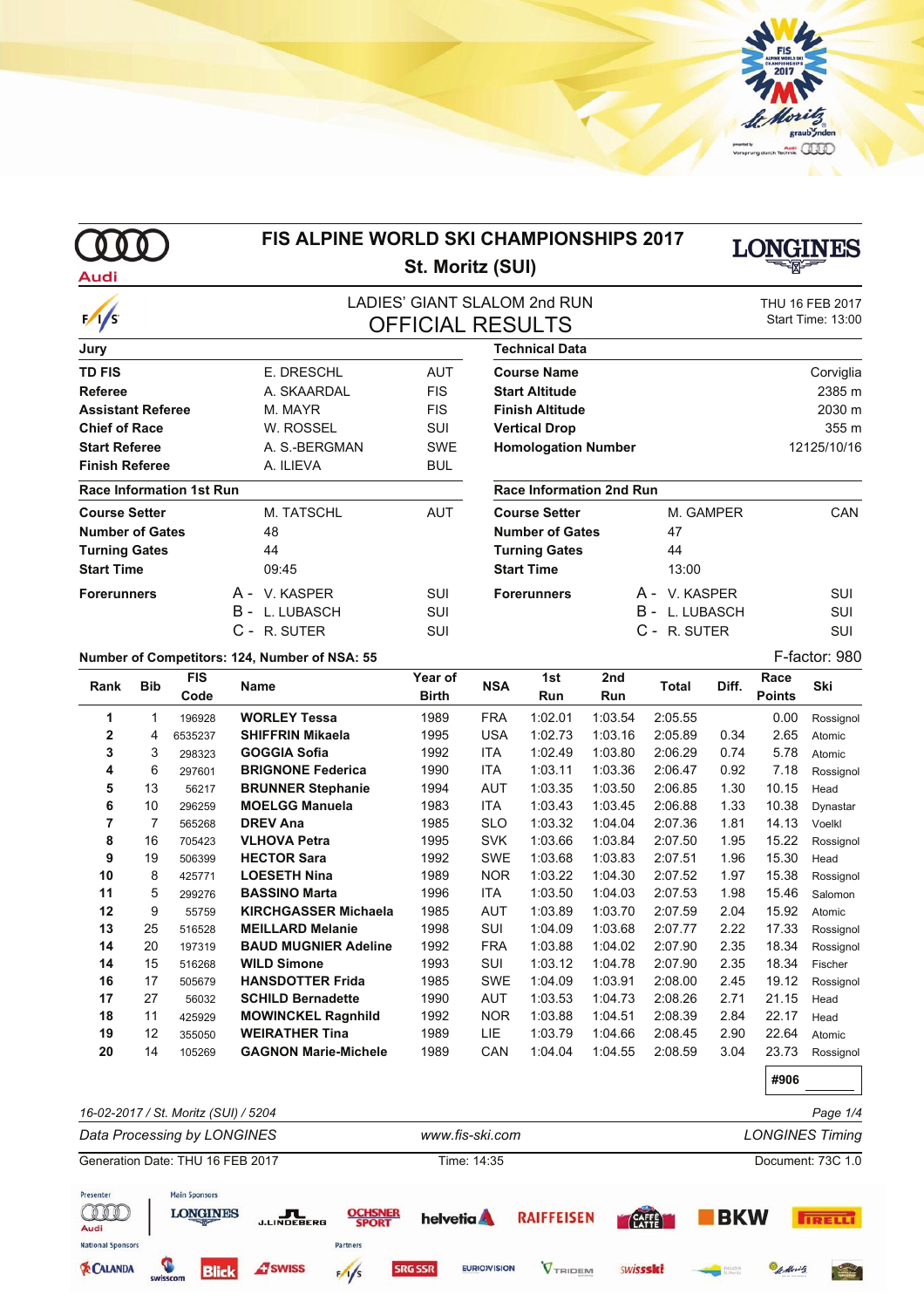# FIS ALPINE WORLD SKI CHAMPIONSHIPS 2017

## St. Moritz (SUI)

LADIES' GIANT SLALOM 2nd RUN

## OFFICIAL RESULTS

THU 16 FEB 2017
Start Time: 13:00

| Jury | | |
|---|---|---|
| TD FIS | E. DRESCHL | AUT |
| Referee | A. SKAARDAL | FIS |
| Assistant Referee | M. MAYR | FIS |
| Chief of Race | W. ROSSEL | SUI |
| Start Referee | A. S.-BERGMAN | SWE |
| Finish Referee | A. ILIEVA | BUL |

| Technical Data | |
|---|---|
| Course Name | Corviglia |
| Start Altitude | 2385 m |
| Finish Altitude | 2030 m |
| Vertical Drop | 355 m |
| Homologation Number | 12125/10/16 |

| Race Information 1st Run | | |
|---|---|---|
| Course Setter | M. TATSCHL | AUT |
| Number of Gates | 48 | |
| Turning Gates | 44 | |
| Start Time | 09:45 | |
| Forerunners | A - V. KASPER | SUI |
| | B - L. LUBASCH | SUI |
| | C - R. SUTER | SUI |

| Race Information 2nd Run | | |
|---|---|---|
| Course Setter | M. GAMPER | CAN |
| Number of Gates | 47 | |
| Turning Gates | 44 | |
| Start Time | 13:00 | |
| Forerunners | A - V. KASPER | SUI |
| | B - L. LUBASCH | SUI |
| | C - R. SUTER | SUI |

**Number of Competitors: 124, Number of NSA: 55**

F-factor: 980

| Rank | Bib | FIS Code | Name | Year of Birth | NSA | 1st Run | 2nd Run | Total | Diff. | Race Points | Ski |
|---|---|---|---|---|---|---|---|---|---|---|---|
| 1 | 1 | 196928 | **WORLEY Tessa** | 1989 | FRA | 1:02.01 | 1:03.54 | 2:05.55 | | 0.00 | Rossignol |
| 2 | 4 | 6535237 | **SHIFFRIN Mikaela** | 1995 | USA | 1:02.73 | 1:03.16 | 2:05.89 | 0.34 | 2.65 | Atomic |
| 3 | 3 | 298323 | **GOGGIA Sofia** | 1992 | ITA | 1:02.49 | 1:03.80 | 2:06.29 | 0.74 | 5.78 | Atomic |
| 4 | 6 | 297601 | **BRIGNONE Federica** | 1990 | ITA | 1:03.11 | 1:03.36 | 2:06.47 | 0.92 | 7.18 | Rossignol |
| 5 | 13 | 56217 | **BRUNNER Stephanie** | 1994 | AUT | 1:03.35 | 1:03.50 | 2:06.85 | 1.30 | 10.15 | Head |
| 6 | 10 | 296259 | **MOELGG Manuela** | 1983 | ITA | 1:03.43 | 1:03.45 | 2:06.88 | 1.33 | 10.38 | Dynastar |
| 7 | 7 | 565268 | **DREV Ana** | 1985 | SLO | 1:03.32 | 1:04.04 | 2:07.36 | 1.81 | 14.13 | Voelkl |
| 8 | 16 | 705423 | **VLHOVA Petra** | 1995 | SVK | 1:03.66 | 1:03.84 | 2:07.50 | 1.95 | 15.22 | Rossignol |
| 9 | 19 | 506399 | **HECTOR Sara** | 1992 | SWE | 1:03.68 | 1:03.83 | 2:07.51 | 1.96 | 15.30 | Head |
| 10 | 8 | 425771 | **LOESETH Nina** | 1989 | NOR | 1:03.22 | 1:04.30 | 2:07.52 | 1.97 | 15.38 | Rossignol |
| 11 | 5 | 299276 | **BASSINO Marta** | 1996 | ITA | 1:03.50 | 1:04.03 | 2:07.53 | 1.98 | 15.46 | Salomon |
| 12 | 9 | 55759 | **KIRCHGASSER Michaela** | 1985 | AUT | 1:03.89 | 1:03.70 | 2:07.59 | 2.04 | 15.92 | Atomic |
| 13 | 25 | 516528 | **MEILLARD Melanie** | 1998 | SUI | 1:04.09 | 1:03.68 | 2:07.77 | 2.22 | 17.33 | Rossignol |
| 14 | 20 | 197319 | **BAUD MUGNIER Adeline** | 1992 | FRA | 1:03.88 | 1:04.02 | 2:07.90 | 2.35 | 18.34 | Rossignol |
| 14 | 15 | 516268 | **WILD Simone** | 1993 | SUI | 1:03.12 | 1:04.78 | 2:07.90 | 2.35 | 18.34 | Fischer |
| 16 | 17 | 505679 | **HANSDOTTER Frida** | 1985 | SWE | 1:04.09 | 1:03.91 | 2:08.00 | 2.45 | 19.12 | Rossignol |
| 17 | 27 | 56032 | **SCHILD Bernadette** | 1990 | AUT | 1:03.53 | 1:04.73 | 2:08.26 | 2.71 | 21.15 | Head |
| 18 | 11 | 425929 | **MOWINCKEL Ragnhild** | 1992 | NOR | 1:03.88 | 1:04.51 | 2:08.39 | 2.84 | 22.17 | Head |
| 19 | 12 | 355050 | **WEIRATHER Tina** | 1989 | LIE | 1:03.79 | 1:04.66 | 2:08.45 | 2.90 | 22.64 | Atomic |
| 20 | 14 | 105269 | **GAGNON Marie-Michele** | 1989 | CAN | 1:04.04 | 1:04.55 | 2:08.59 | 3.04 | 23.73 | Rossignol |

#906

*16-02-2017 / St. Moritz (SUI) / 5204*

*Data Processing by LONGINES* — *www.fis-ski.com* — *LONGINES Timing*

Generation Date: THU 16 FEB 2017 — Time: 14:35 — Document: 73C 1.0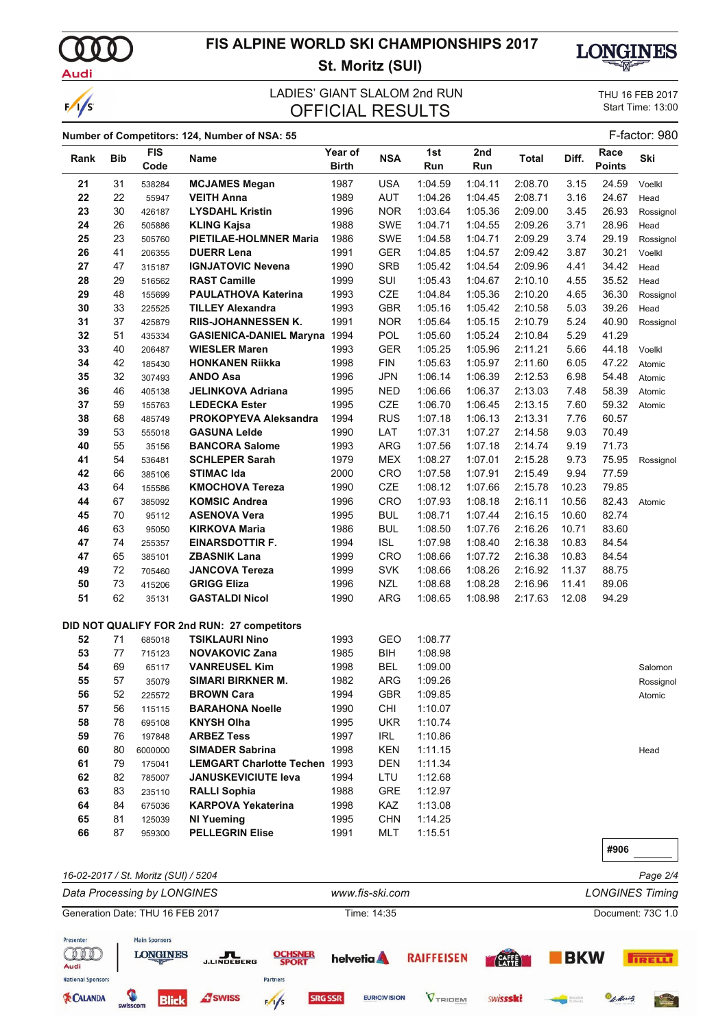# FIS ALPINE WORLD SKI CHAMPIONSHIPS 2017

## St. Moritz (SUI)

LADIES' GIANT SLALOM 2nd RUN

## OFFICIAL RESULTS

THU 16 FEB 2017
Start Time: 13:00

**Number of Competitors: 124, Number of NSA: 55** F-factor: 980

| Rank | Bib | FIS Code | Name | Year of Birth | NSA | 1st Run | 2nd Run | Total | Diff. | Race Points | Ski |
|---|---|---|---|---|---|---|---|---|---|---|---|
| 21 | 31 | 538284 | **MCJAMES Megan** | 1987 | USA | 1:04.59 | 1:04.11 | 2:08.70 | 3.15 | 24.59 | Voelkl |
| 22 | 22 | 55947 | **VEITH Anna** | 1989 | AUT | 1:04.26 | 1:04.45 | 2:08.71 | 3.16 | 24.67 | Head |
| 23 | 30 | 426187 | **LYSDAHL Kristin** | 1996 | NOR | 1:03.64 | 1:05.36 | 2:09.00 | 3.45 | 26.93 | Rossignol |
| 24 | 26 | 505886 | **KLING Kajsa** | 1988 | SWE | 1:04.71 | 1:04.55 | 2:09.26 | 3.71 | 28.96 | Head |
| 25 | 23 | 505760 | **PIETILAE-HOLMNER Maria** | 1986 | SWE | 1:04.58 | 1:04.71 | 2:09.29 | 3.74 | 29.19 | Rossignol |
| 26 | 41 | 206355 | **DUERR Lena** | 1991 | GER | 1:04.85 | 1:04.57 | 2:09.42 | 3.87 | 30.21 | Voelkl |
| 27 | 47 | 315187 | **IGNJATOVIC Nevena** | 1990 | SRB | 1:05.42 | 1:04.54 | 2:09.96 | 4.41 | 34.42 | Head |
| 28 | 29 | 516562 | **RAST Camille** | 1999 | SUI | 1:05.43 | 1:04.67 | 2:10.10 | 4.55 | 35.52 | Head |
| 29 | 48 | 155699 | **PAULATHOVA Katerina** | 1993 | CZE | 1:04.84 | 1:05.36 | 2:10.20 | 4.65 | 36.30 | Rossignol |
| 30 | 33 | 225525 | **TILLEY Alexandra** | 1993 | GBR | 1:05.16 | 1:05.42 | 2:10.58 | 5.03 | 39.26 | Head |
| 31 | 37 | 425879 | **RIIS-JOHANNESSEN K.** | 1991 | NOR | 1:05.64 | 1:05.15 | 2:10.79 | 5.24 | 40.90 | Rossignol |
| 32 | 51 | 435334 | **GASIENICA-DANIEL Maryna** | 1994 | POL | 1:05.60 | 1:05.24 | 2:10.84 | 5.29 | 41.29 | |
| 33 | 40 | 206487 | **WIESLER Maren** | 1993 | GER | 1:05.25 | 1:05.96 | 2:11.21 | 5.66 | 44.18 | Voelkl |
| 34 | 42 | 185430 | **HONKANEN Riikka** | 1998 | FIN | 1:05.63 | 1:05.97 | 2:11.60 | 6.05 | 47.22 | Atomic |
| 35 | 32 | 307493 | **ANDO Asa** | 1996 | JPN | 1:06.14 | 1:06.39 | 2:12.53 | 6.98 | 54.48 | Atomic |
| 36 | 46 | 405138 | **JELINKOVA Adriana** | 1995 | NED | 1:06.66 | 1:06.37 | 2:13.03 | 7.48 | 58.39 | Atomic |
| 37 | 59 | 155763 | **LEDECKA Ester** | 1995 | CZE | 1:06.70 | 1:06.45 | 2:13.15 | 7.60 | 59.32 | Atomic |
| 38 | 68 | 485749 | **PROKOPYEVA Aleksandra** | 1994 | RUS | 1:07.18 | 1:06.13 | 2:13.31 | 7.76 | 60.57 | |
| 39 | 53 | 555018 | **GASUNA Lelde** | 1990 | LAT | 1:07.31 | 1:07.27 | 2:14.58 | 9.03 | 70.49 | |
| 40 | 55 | 35156 | **BANCORA Salome** | 1993 | ARG | 1:07.56 | 1:07.18 | 2:14.74 | 9.19 | 71.73 | |
| 41 | 54 | 536481 | **SCHLEPER Sarah** | 1979 | MEX | 1:08.27 | 1:07.01 | 2:15.28 | 9.73 | 75.95 | Rossignol |
| 42 | 66 | 385106 | **STIMAC Ida** | 2000 | CRO | 1:07.58 | 1:07.91 | 2:15.49 | 9.94 | 77.59 | |
| 43 | 64 | 155586 | **KMOCHOVA Tereza** | 1990 | CZE | 1:08.12 | 1:07.66 | 2:15.78 | 10.23 | 79.85 | |
| 44 | 67 | 385092 | **KOMSIC Andrea** | 1996 | CRO | 1:07.93 | 1:08.18 | 2:16.11 | 10.56 | 82.43 | Atomic |
| 45 | 70 | 95112 | **ASENOVA Vera** | 1995 | BUL | 1:08.71 | 1:07.44 | 2:16.15 | 10.60 | 82.74 | |
| 46 | 63 | 95050 | **KIRKOVA Maria** | 1986 | BUL | 1:08.50 | 1:07.76 | 2:16.26 | 10.71 | 83.60 | |
| 47 | 74 | 255357 | **EINARSDOTTIR F.** | 1994 | ISL | 1:07.98 | 1:08.40 | 2:16.38 | 10.83 | 84.54 | |
| 47 | 65 | 385101 | **ZBASNIK Lana** | 1999 | CRO | 1:08.66 | 1:07.72 | 2:16.38 | 10.83 | 84.54 | |
| 49 | 72 | 705460 | **JANCOVA Tereza** | 1999 | SVK | 1:08.66 | 1:08.26 | 2:16.92 | 11.37 | 88.75 | |
| 50 | 73 | 415206 | **GRIGG Eliza** | 1996 | NZL | 1:08.68 | 1:08.28 | 2:16.96 | 11.41 | 89.06 | |
| 51 | 62 | 35131 | **GASTALDI Nicol** | 1990 | ARG | 1:08.65 | 1:08.98 | 2:17.63 | 12.08 | 94.29 | |

**DID NOT QUALIFY FOR 2nd RUN: 27 competitors**

| Rank | Bib | FIS Code | Name | Year of Birth | NSA | 1st Run | 2nd Run | Total | Diff. | Race Points | Ski |
|---|---|---|---|---|---|---|---|---|---|---|---|
| 52 | 71 | 685018 | **TSIKLAURI Nino** | 1993 | GEO | 1:08.77 | | | | | |
| 53 | 77 | 715123 | **NOVAKOVIC Zana** | 1985 | BIH | 1:08.98 | | | | | |
| 54 | 69 | 65117 | **VANREUSEL Kim** | 1998 | BEL | 1:09.00 | | | | | Salomon |
| 55 | 57 | 35079 | **SIMARI BIRKNER M.** | 1982 | ARG | 1:09.26 | | | | | Rossignol |
| 56 | 52 | 225572 | **BROWN Cara** | 1994 | GBR | 1:09.85 | | | | | Atomic |
| 57 | 56 | 115115 | **BARAHONA Noelle** | 1990 | CHI | 1:10.07 | | | | | |
| 58 | 78 | 695108 | **KNYSH Olha** | 1995 | UKR | 1:10.74 | | | | | |
| 59 | 76 | 197848 | **ARBEZ Tess** | 1997 | IRL | 1:10.86 | | | | | |
| 60 | 80 | 6000000 | **SIMADER Sabrina** | 1998 | KEN | 1:11.15 | | | | | Head |
| 61 | 79 | 175041 | **LEMGART Charlotte Techen** | 1993 | DEN | 1:11.34 | | | | | |
| 62 | 82 | 785007 | **JANUSKEVICIUTE Ieva** | 1994 | LTU | 1:12.68 | | | | | |
| 63 | 83 | 235110 | **RALLI Sophia** | 1988 | GRE | 1:12.97 | | | | | |
| 64 | 84 | 675036 | **KARPOVA Yekaterina** | 1998 | KAZ | 1:13.08 | | | | | |
| 65 | 81 | 125039 | **NI Yueming** | 1995 | CHN | 1:14.25 | | | | | |
| 66 | 87 | 959300 | **PELLEGRIN Elise** | 1991 | MLT | 1:15.51 | | | | | |

#906

*16-02-2017 / St. Moritz (SUI) / 5204*

*Data Processing by LONGINES* — *www.fis-ski.com* — *LONGINES Timing*

Generation Date: THU 16 FEB 2017 — Time: 14:35 — Document: 73C 1.0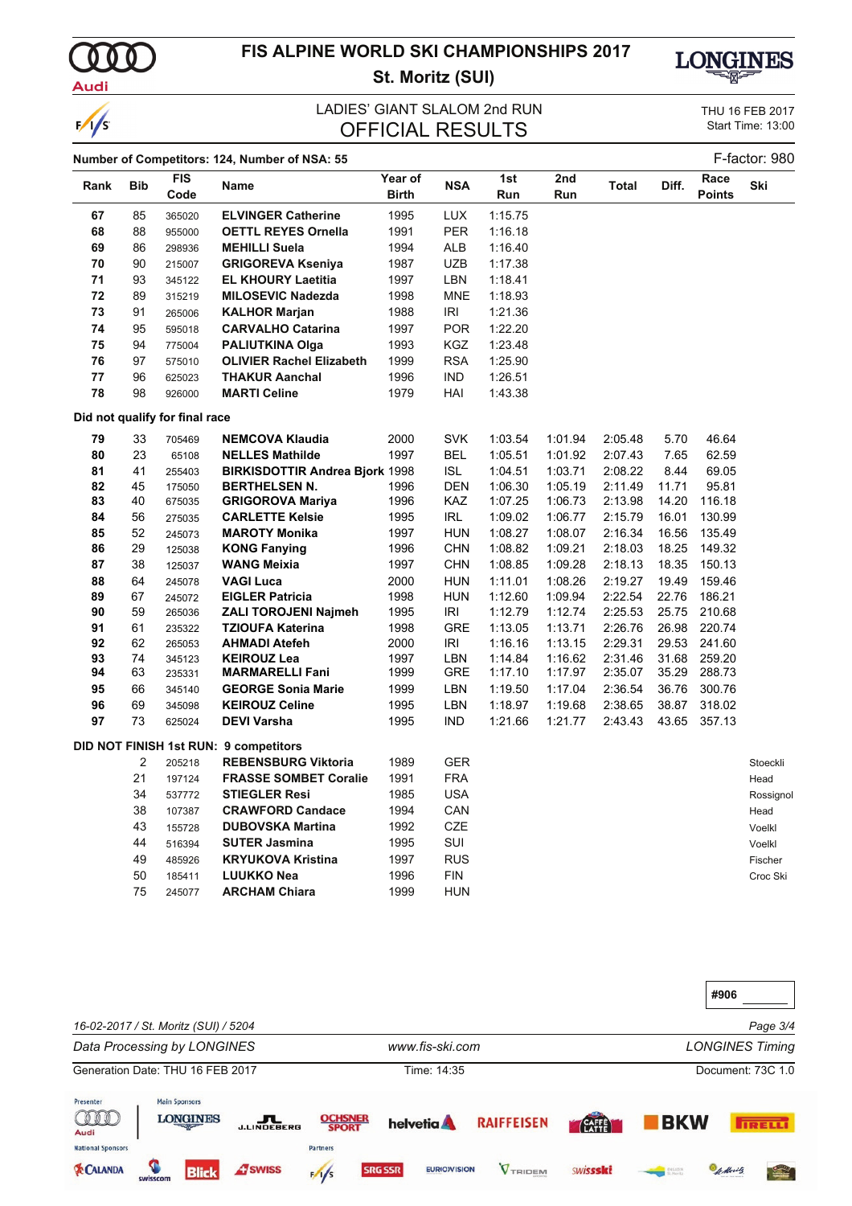# FIS ALPINE WORLD SKI CHAMPIONSHIPS 2017

## St. Moritz (SUI)

LADIES' GIANT SLALOM 2nd RUN

THU 16 FEB 2017
Start Time: 13:00

## OFFICIAL RESULTS

**Number of Competitors: 124, Number of NSA: 55** F-factor: 980

| Rank | Bib | FIS Code | Name | Year of Birth | NSA | 1st Run | 2nd Run | Total | Diff. | Race Points | Ski |
|---|---|---|---|---|---|---|---|---|---|---|---|
| 67 | 85 | 365020 | **ELVINGER Catherine** | 1995 | LUX | 1:15.75 | | | | | |
| 68 | 88 | 955000 | **OETTL REYES Ornella** | 1991 | PER | 1:16.18 | | | | | |
| 69 | 86 | 298936 | **MEHILLI Suela** | 1994 | ALB | 1:16.40 | | | | | |
| 70 | 90 | 215007 | **GRIGOREVA Kseniya** | 1987 | UZB | 1:17.38 | | | | | |
| 71 | 93 | 345122 | **EL KHOURY Laetitia** | 1997 | LBN | 1:18.41 | | | | | |
| 72 | 89 | 315219 | **MILOSEVIC Nadezda** | 1998 | MNE | 1:18.93 | | | | | |
| 73 | 91 | 265006 | **KALHOR Marjan** | 1988 | IRI | 1:21.36 | | | | | |
| 74 | 95 | 595018 | **CARVALHO Catarina** | 1997 | POR | 1:22.20 | | | | | |
| 75 | 94 | 775004 | **PALIUTKINA Olga** | 1993 | KGZ | 1:23.48 | | | | | |
| 76 | 97 | 575010 | **OLIVIER Rachel Elizabeth** | 1999 | RSA | 1:25.90 | | | | | |
| 77 | 96 | 625023 | **THAKUR Aanchal** | 1996 | IND | 1:26.51 | | | | | |
| 78 | 98 | 926000 | **MARTI Celine** | 1979 | HAI | 1:43.38 | | | | | |

**Did not qualify for final race**

| Rank | Bib | FIS Code | Name | Year of Birth | NSA | 1st Run | 2nd Run | Total | Diff. | Race Points | Ski |
|---|---|---|---|---|---|---|---|---|---|---|---|
| 79 | 33 | 705469 | **NEMCOVA Klaudia** | 2000 | SVK | 1:03.54 | 1:01.94 | 2:05.48 | 5.70 | 46.64 | |
| 80 | 23 | 65108 | **NELLES Mathilde** | 1997 | BEL | 1:05.51 | 1:01.92 | 2:07.43 | 7.65 | 62.59 | |
| 81 | 41 | 255403 | **BIRKISDOTTIR Andrea Bjork** | 1998 | ISL | 1:04.51 | 1:03.71 | 2:08.22 | 8.44 | 69.05 | |
| 82 | 45 | 175050 | **BERTHELSEN N.** | 1996 | DEN | 1:06.30 | 1:05.19 | 2:11.49 | 11.71 | 95.81 | |
| 83 | 40 | 675035 | **GRIGOROVA Mariya** | 1996 | KAZ | 1:07.25 | 1:06.73 | 2:13.98 | 14.20 | 116.18 | |
| 84 | 56 | 275035 | **CARLETTE Kelsie** | 1995 | IRL | 1:09.02 | 1:06.77 | 2:15.79 | 16.01 | 130.99 | |
| 85 | 52 | 245073 | **MAROTY Monika** | 1997 | HUN | 1:08.27 | 1:08.07 | 2:16.34 | 16.56 | 135.49 | |
| 86 | 29 | 125038 | **KONG Fanying** | 1996 | CHN | 1:08.82 | 1:09.21 | 2:18.03 | 18.25 | 149.32 | |
| 87 | 38 | 125037 | **WANG Meixia** | 1997 | CHN | 1:08.85 | 1:09.28 | 2:18.13 | 18.35 | 150.13 | |
| 88 | 64 | 245078 | **VAGI Luca** | 2000 | HUN | 1:11.01 | 1:08.26 | 2:19.27 | 19.49 | 159.46 | |
| 89 | 67 | 245072 | **EIGLER Patricia** | 1998 | HUN | 1:12.60 | 1:09.94 | 2:22.54 | 22.76 | 186.21 | |
| 90 | 59 | 265036 | **ZALI TOROJENI Najmeh** | 1995 | IRI | 1:12.79 | 1:12.74 | 2:25.53 | 25.75 | 210.68 | |
| 91 | 61 | 235322 | **TZIOUFA Katerina** | 1998 | GRE | 1:13.05 | 1:13.71 | 2:26.76 | 26.98 | 220.74 | |
| 92 | 62 | 265053 | **AHMADI Atefeh** | 2000 | IRI | 1:16.16 | 1:13.15 | 2:29.31 | 29.53 | 241.60 | |
| 93 | 74 | 345123 | **KEIROUZ Lea** | 1997 | LBN | 1:14.84 | 1:16.62 | 2:31.46 | 31.68 | 259.20 | |
| 94 | 63 | 235331 | **MARMARELLI Fani** | 1999 | GRE | 1:17.10 | 1:17.97 | 2:35.07 | 35.29 | 288.73 | |
| 95 | 66 | 345140 | **GEORGE Sonia Marie** | 1999 | LBN | 1:19.50 | 1:17.04 | 2:36.54 | 36.76 | 300.76 | |
| 96 | 69 | 345098 | **KEIROUZ Celine** | 1995 | LBN | 1:18.97 | 1:19.68 | 2:38.65 | 38.87 | 318.02 | |
| 97 | 73 | 625024 | **DEVI Varsha** | 1995 | IND | 1:21.66 | 1:21.77 | 2:43.43 | 43.65 | 357.13 | |

**DID NOT FINISH 1st RUN: 9 competitors**

| Rank | Bib | FIS Code | Name | Year of Birth | NSA | 1st Run | 2nd Run | Total | Diff. | Race Points | Ski |
|---|---|---|---|---|---|---|---|---|---|---|---|
| | 2 | 205218 | **REBENSBURG Viktoria** | 1989 | GER | | | | | | Stoeckli |
| | 21 | 197124 | **FRASSE SOMBET Coralie** | 1991 | FRA | | | | | | Head |
| | 34 | 537772 | **STIEGLER Resi** | 1985 | USA | | | | | | Rossignol |
| | 38 | 107387 | **CRAWFORD Candace** | 1994 | CAN | | | | | | Head |
| | 43 | 155728 | **DUBOVSKA Martina** | 1992 | CZE | | | | | | Voelkl |
| | 44 | 516394 | **SUTER Jasmina** | 1995 | SUI | | | | | | Voelkl |
| | 49 | 485926 | **KRYUKOVA Kristina** | 1997 | RUS | | | | | | Fischer |
| | 50 | 185411 | **LUUKKO Nea** | 1996 | FIN | | | | | | Croc Ski |
| | 75 | 245077 | **ARCHAM Chiara** | 1999 | HUN | | | | | | |

#906

*16-02-2017 / St. Moritz (SUI) / 5204*

*Data Processing by LONGINES* *www.fis-ski.com* *LONGINES Timing*

Generation Date: THU 16 FEB 2017 Time: 14:35 Document: 73C 1.0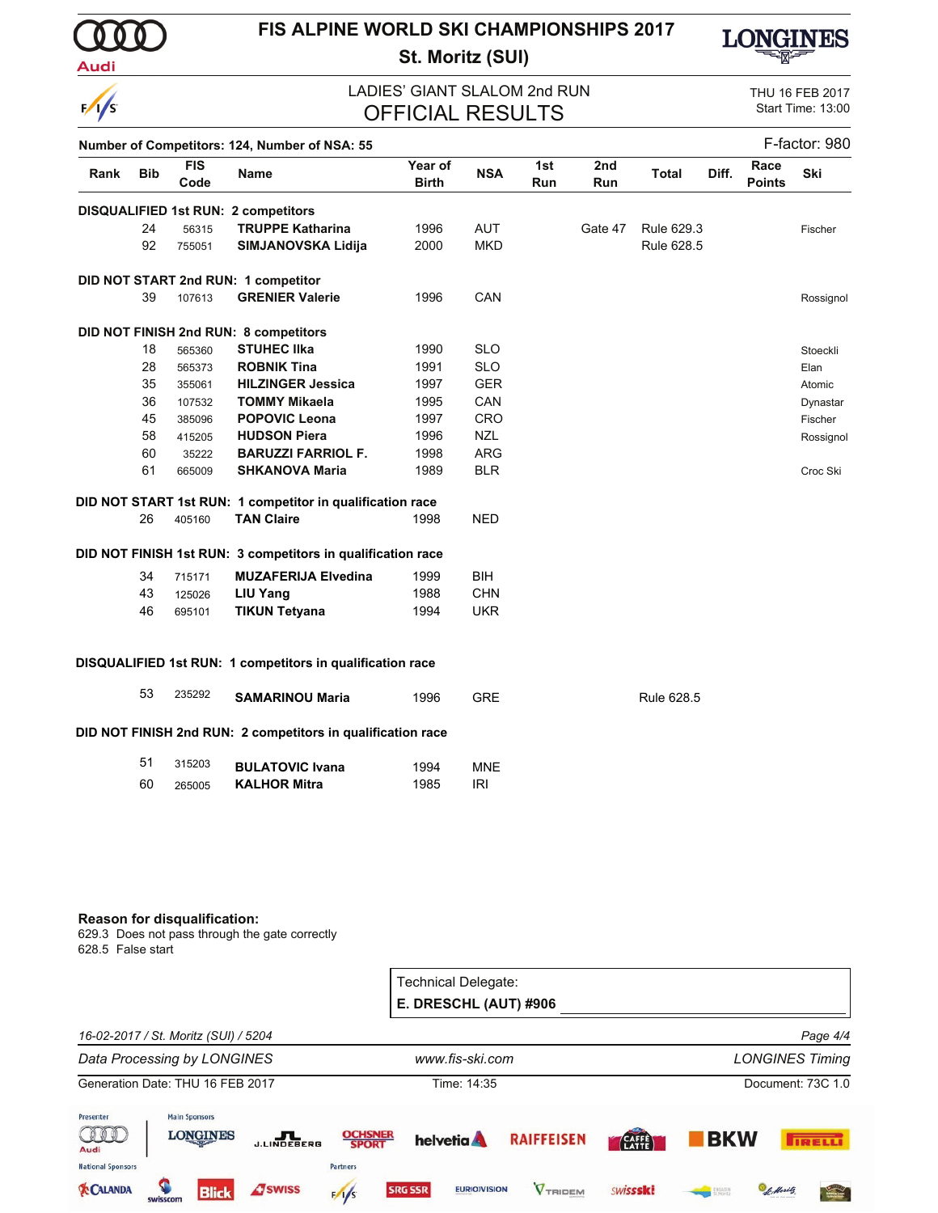# FIS ALPINE WORLD SKI CHAMPIONSHIPS 2017

## St. Moritz (SUI)

LADIES' GIANT SLALOM 2nd RUN

## OFFICIAL RESULTS

THU 16 FEB 2017
Start Time: 13:00

**Number of Competitors: 124, Number of NSA: 55** F-factor: 980

| Rank | Bib | FIS Code | Name | Year of Birth | NSA | 1st Run | 2nd Run | Total | Diff. | Race Points | Ski |
|---|---|---|---|---|---|---|---|---|---|---|---|
| **DISQUALIFIED 1st RUN: 2 competitors** | | | | | | | | | | | |
| | 24 | 56315 | **TRUPPE Katharina** | 1996 | AUT | | Gate 47 | Rule 629.3 | | | Fischer |
| | 92 | 755051 | **SIMJANOVSKA Lidija** | 2000 | MKD | | | Rule 628.5 | | | |
| **DID NOT START 2nd RUN: 1 competitor** | | | | | | | | | | | |
| | 39 | 107613 | **GRENIER Valerie** | 1996 | CAN | | | | | | Rossignol |
| **DID NOT FINISH 2nd RUN: 8 competitors** | | | | | | | | | | | |
| | 18 | 565360 | **STUHEC Ilka** | 1990 | SLO | | | | | | Stoeckli |
| | 28 | 565373 | **ROBNIK Tina** | 1991 | SLO | | | | | | Elan |
| | 35 | 355061 | **HILZINGER Jessica** | 1997 | GER | | | | | | Atomic |
| | 36 | 107532 | **TOMMY Mikaela** | 1995 | CAN | | | | | | Dynastar |
| | 45 | 385096 | **POPOVIC Leona** | 1997 | CRO | | | | | | Fischer |
| | 58 | 415205 | **HUDSON Piera** | 1996 | NZL | | | | | | Rossignol |
| | 60 | 35222 | **BARUZZI FARRIOL F.** | 1998 | ARG | | | | | | |
| | 61 | 665009 | **SHKANOVA Maria** | 1989 | BLR | | | | | | Croc Ski |
| **DID NOT START 1st RUN: 1 competitor in qualification race** | | | | | | | | | | | |
| | 26 | 405160 | **TAN Claire** | 1998 | NED | | | | | | |
| **DID NOT FINISH 1st RUN: 3 competitors in qualification race** | | | | | | | | | | | |
| | 34 | 715171 | **MUZAFERIJA Elvedina** | 1999 | BIH | | | | | | |
| | 43 | 125026 | **LIU Yang** | 1988 | CHN | | | | | | |
| | 46 | 695101 | **TIKUN Tetyana** | 1994 | UKR | | | | | | |
| **DISQUALIFIED 1st RUN: 1 competitors in qualification race** | | | | | | | | | | | |
| | 53 | 235292 | **SAMARINOU Maria** | 1996 | GRE | | | Rule 628.5 | | | |
| **DID NOT FINISH 2nd RUN: 2 competitors in qualification race** | | | | | | | | | | | |
| | 51 | 315203 | **BULATOVIC Ivana** | 1994 | MNE | | | | | | |
| | 60 | 265005 | **KALHOR Mitra** | 1985 | IRI | | | | | | |

**Reason for disqualification:**
629.3 Does not pass through the gate correctly
628.5 False start

Technical Delegate:
**E. DRESCHL (AUT) #906**

*16-02-2017 / St. Moritz (SUI) / 5204*

*Data Processing by LONGINES* — *www.fis-ski.com* — *LONGINES Timing*

Generation Date: THU 16 FEB 2017 — Time: 14:35 — Document: 73C 1.0